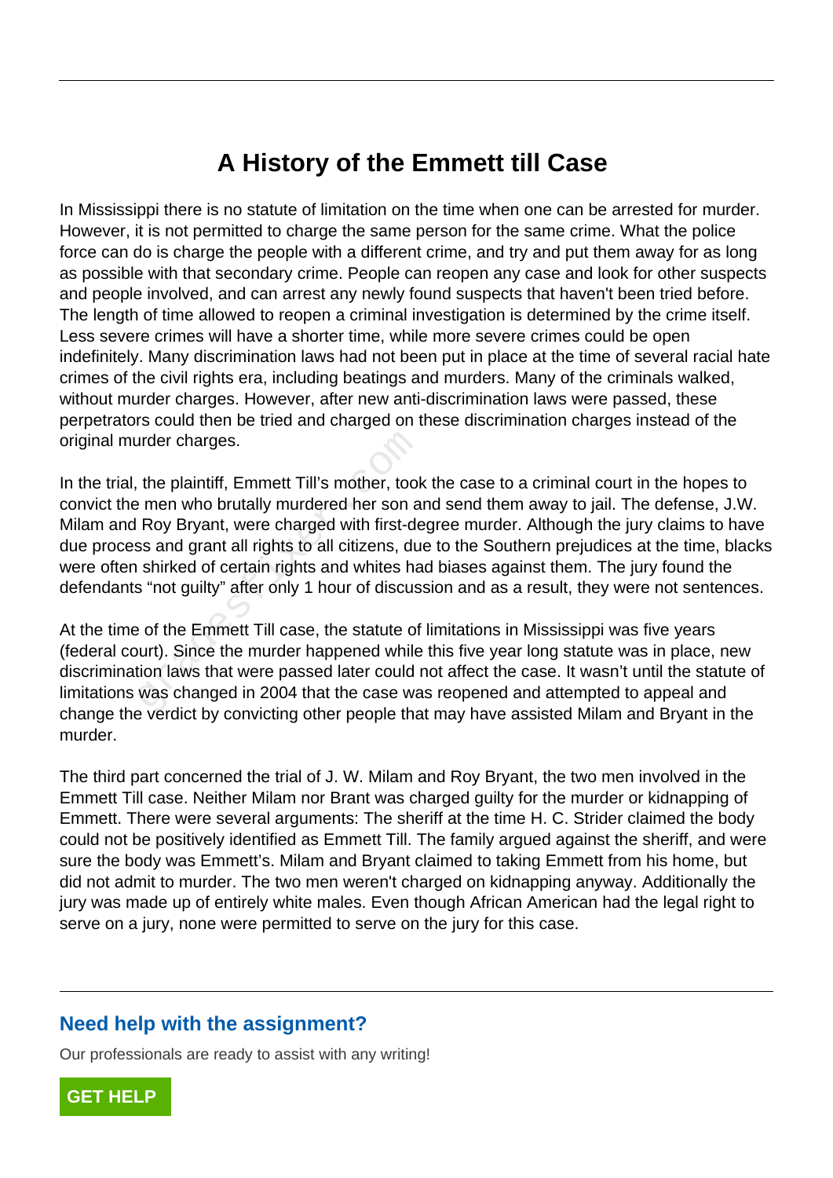# A History of the Emmett till Case

In Mississippi there is no statute of limitation on the time when one can be arrested for murder. However, it is not permitted to charge the same person for the same crime. What the police force can do is charge the people with a different crime, and try and put them away for as long as possible with that secondary crime. People can reopen any case and look for other suspects and people involved, and can arrest any newly found suspects that haven't been tried before. The length of time allowed to reopen a criminal investigation is determined by the crime itself. Less severe crimes will have a shorter time, while more severe crimes could be open indefinitely. Many discrimination laws had not been put in place at the time of several racial hate crimes of the civil rights era, including beatings and murders. Many of the criminals walked, without murder charges. However, after new anti-discrimination laws were passed, these perpetrators could then be tried and charged on these discrimination charges instead of the original murder charges.

In the trial, the plaintiff, Emmett Till's mother, took the case to a criminal court in the hopes to convict the men who brutally murdered her son and send them away to jail. The defense, J.W. Milam and Roy Bryant, were charged with first-degree murder. Although the jury claims to have due process and grant all rights to all citizens, due to the Southern prejudices at the time, blacks were often shirked of certain rights and whites had biases against them. The jury found the defendants "not guilty" after only 1 hour of discussion and as a result, they were not sentences.

At the time of the Emmett Till case, the statute of limitations in Mississippi was five years (federal court). Since the murder happened while this five year long statute was in place, new discrimination laws that were passed later could not affect the case. It wasn't until the statute of limitations was changed in 2004 that the case was reopened and attempted to appeal and change the verdict by convicting other people that may have assisted Milam and Bryant in the murder.

The third part concerned the trial of J. W. Milam and Roy Bryant, the two men involved in the Emmett Till case. Neither Milam nor Brant was charged guilty for the murder or kidnapping of Emmett. There were several arguments: The sheriff at the time H. C. Strider claimed the body could not be positively identified as Emmett Till. The family argued against the sheriff, and were sure the body was Emmett's. Milam and Bryant claimed to taking Emmett from his home, but did not admit to murder. The two men weren't charged on kidnapping anyway. Additionally the jury was made up of entirely white males. Even though African American had the legal right to serve on a jury, none were permitted to serve on the jury for this case.

## Need help with the assignment?

Our professionals are ready to assist with any writing!

GET HELP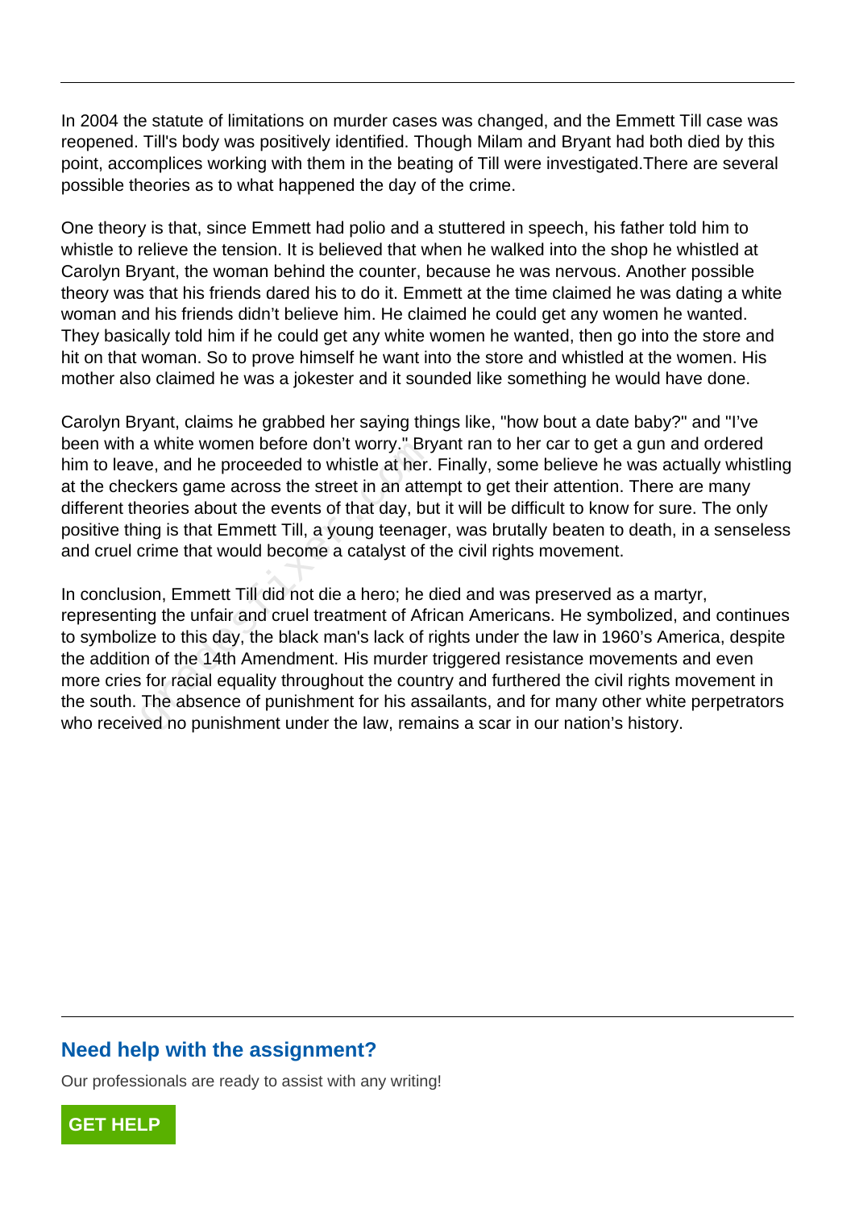In 2004 the statute of limitations on murder cases was changed, and the Emmett Till case was reopened. Till's body was positively identified. Though Milam and Bryant had both died by this point, accomplices working with them in the beating of Till were investigated.There are several possible theories as to what happened the day of the crime.

One theory is that, since Emmett had polio and a stuttered in speech, his father told him to whistle to relieve the tension. It is believed that when he walked into the shop he whistled at Carolyn Bryant, the woman behind the counter, because he was nervous. Another possible theory was that his friends dared his to do it. Emmett at the time claimed he was dating a white woman and his friends didn't believe him. He claimed he could get any women he wanted. They basically told him if he could get any white women he wanted, then go into the store and hit on that woman. So to prove himself he want into the store and whistled at the women. His mother also claimed he was a jokester and it sounded like something he would have done.

Carolyn Bryant, claims he grabbed her saying things like, "how bout a date baby?" and "I've been with a white women before don't worry." Bryant ran to her car to get a gun and ordered him to leave, and he proceeded to whistle at her. Finally, some believe he was actually whistling at the checkers game across the street in an attempt to get their attention. There are many different theories about the events of that day, but it will be difficult to know for sure. The only positive thing is that Emmett Till, a young teenager, was brutally beaten to death, in a senseless and cruel crime that would become a catalyst of the civil rights movement.

In conclusion, Emmett Till did not die a hero; he died and was preserved as a martyr, representing the unfair and cruel treatment of African Americans. He symbolized, and continues to symbolize to this day, the black man's lack of rights under the law in 1960's America, despite the addition of the 14th Amendment. His murder triggered resistance movements and even more cries for racial equality throughout the country and furthered the civil rights movement in the south. The absence of punishment for his assailants, and for many other white perpetrators who received no punishment under the law, remains a scar in our nation's history.

## Need help with the assignment?

Our professionals are ready to assist with any writing!

GET HELP